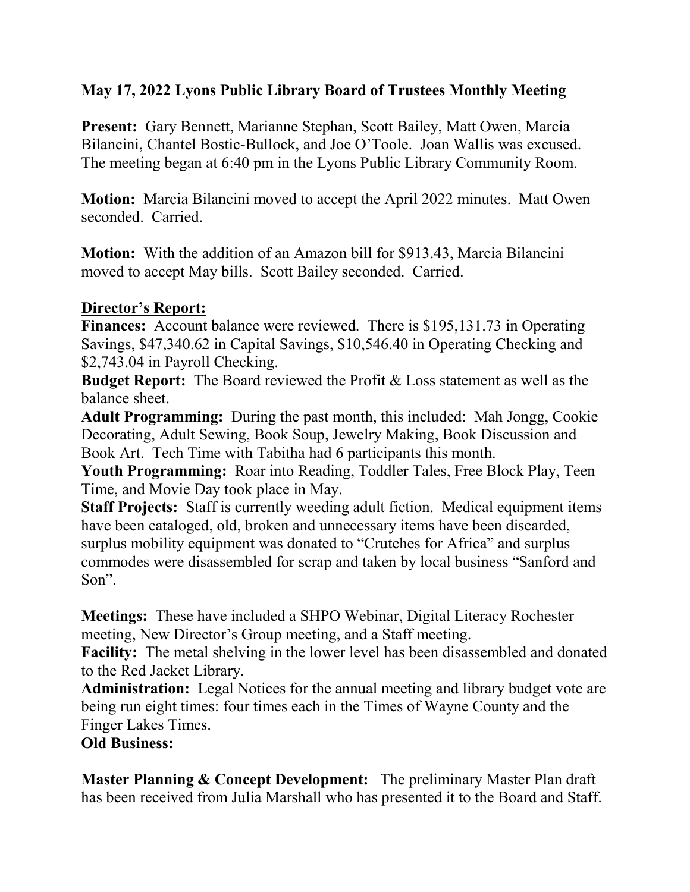**May 17, 2022 Lyons Public Library Board of Trustees Monthly Meeting**

**Present:** Gary Bennett, Marianne Stephan, Scott Bailey, Matt Owen, Marcia Bilancini, Chantel Bostic-Bullock, and Joe O'Toole. Joan Wallis was excused. The meeting began at 6:40 pm in the Lyons Public Library Community Room.

**Motion:** Marcia Bilancini moved to accept the April 2022 minutes. Matt Owen seconded. Carried.

**Motion:** With the addition of an Amazon bill for $913.43, Marcia Bilancini moved to accept May bills. Scott Bailey seconded. Carried.

**Director's Report:**

**Finances:** Account balance were reviewed. There is $195,131.73 in Operating Savings, $47,340.62 in Capital Savings, $10,546.40 in Operating Checking and $2,743.04 in Payroll Checking.

**Budget Report:** The Board reviewed the Profit & Loss statement as well as the balance sheet.

**Adult Programming:** During the past month, this included: Mah Jongg, Cookie Decorating, Adult Sewing, Book Soup, Jewelry Making, Book Discussion and Book Art. Tech Time with Tabitha had 6 participants this month.

**Youth Programming:** Roar into Reading, Toddler Tales, Free Block Play, Teen Time, and Movie Day took place in May.

**Staff Projects:** Staff is currently weeding adult fiction. Medical equipment items have been cataloged, old, broken and unnecessary items have been discarded, surplus mobility equipment was donated to "Crutches for Africa" and surplus commodes were disassembled for scrap and taken by local business "Sanford and Son".

**Meetings:** These have included a SHPO Webinar, Digital Literacy Rochester meeting, New Director's Group meeting, and a Staff meeting.

**Facility:** The metal shelving in the lower level has been disassembled and donated to the Red Jacket Library.

**Administration:** Legal Notices for the annual meeting and library budget vote are being run eight times: four times each in the Times of Wayne County and the Finger Lakes Times.

**Old Business:**

**Master Planning & Concept Development:** The preliminary Master Plan draft has been received from Julia Marshall who has presented it to the Board and Staff.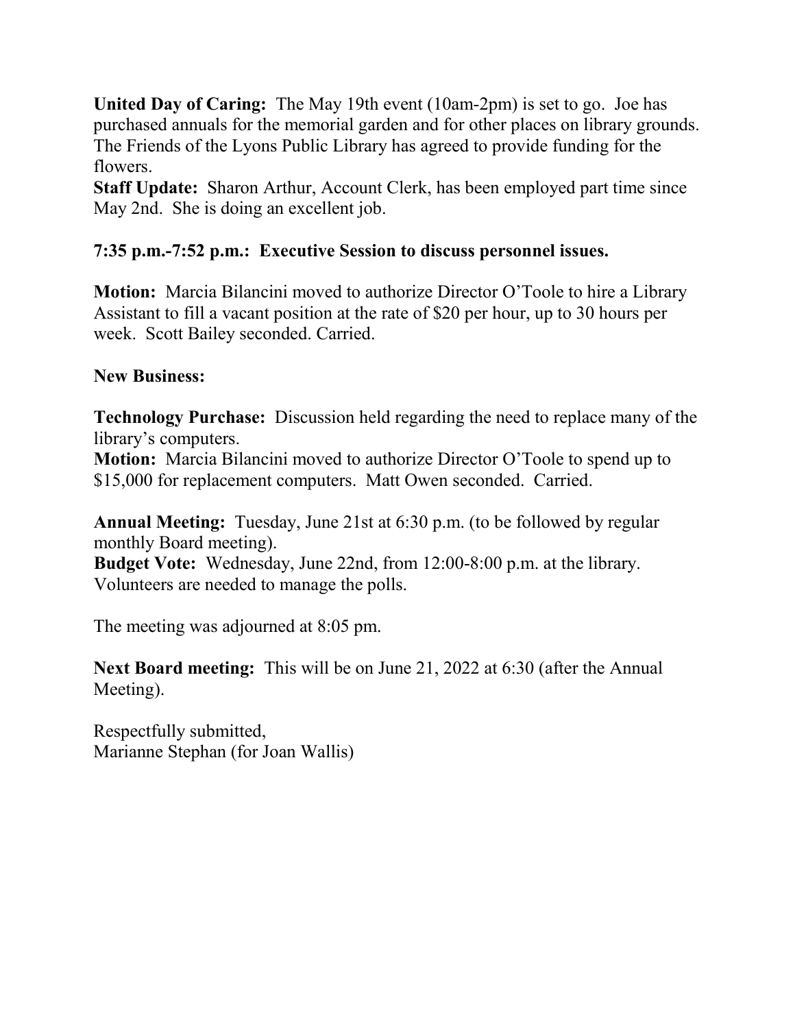**United Day of Caring:** The May 19th event (10am-2pm) is set to go. Joe has purchased annuals for the memorial garden and for other places on library grounds. The Friends of the Lyons Public Library has agreed to provide funding for the flowers.
**Staff Update:** Sharon Arthur, Account Clerk, has been employed part time since May 2nd. She is doing an excellent job.

**7:35 p.m.-7:52 p.m.: Executive Session to discuss personnel issues.**

**Motion:** Marcia Bilancini moved to authorize Director O'Toole to hire a Library Assistant to fill a vacant position at the rate of $20 per hour, up to 30 hours per week. Scott Bailey seconded. Carried.

**New Business:**

**Technology Purchase:** Discussion held regarding the need to replace many of the library's computers.
**Motion:** Marcia Bilancini moved to authorize Director O'Toole to spend up to $15,000 for replacement computers. Matt Owen seconded. Carried.

**Annual Meeting:** Tuesday, June 21st at 6:30 p.m. (to be followed by regular monthly Board meeting).
**Budget Vote:** Wednesday, June 22nd, from 12:00-8:00 p.m. at the library. Volunteers are needed to manage the polls.

The meeting was adjourned at 8:05 pm.

**Next Board meeting:** This will be on June 21, 2022 at 6:30 (after the Annual Meeting).

Respectfully submitted,
Marianne Stephan (for Joan Wallis)